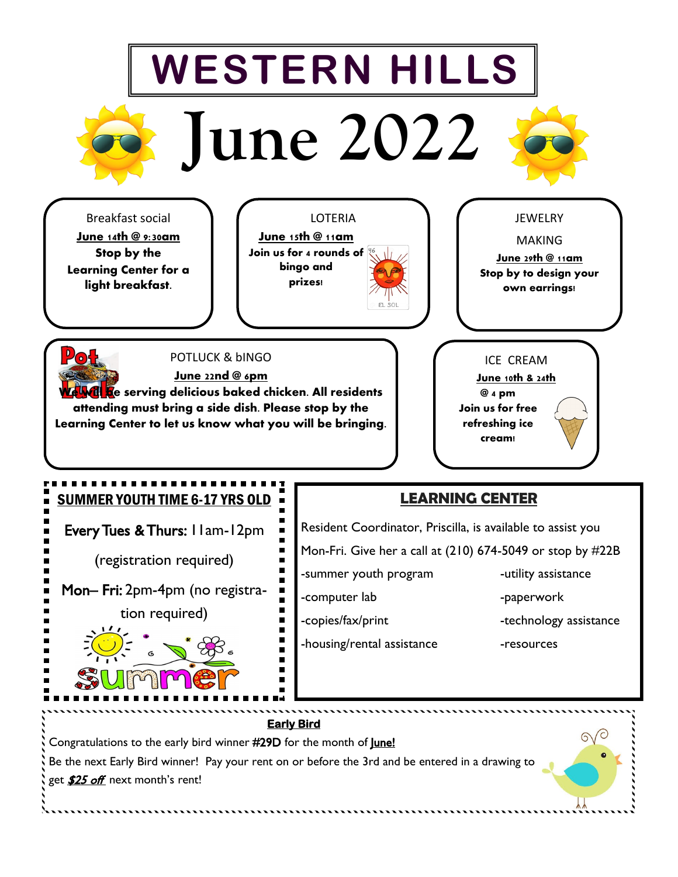# WESTERN HILLS

# June 2022

**Breakfast social**

**June 14th @ 9:30am**

**Stop by the Learning Center for a light breakfast.**

**LOTERIA**

**June 15th @ 11am**

**Join us for 4 rounds of bingo and prizes!**

**JEWELRY MAKING**

**June 29th @ 11am**

**Stop by to design your own earrings!**

**POTLUCK & bINGO**

**June 22nd @ 6pm**

**We will be serving delicious baked chicken. All residents attending must bring a side dish. Please stop by the Learning Center to let us know what you will be bringing.**

**ICE CREAM**

**June 10th & 24th @ 4 pm**

**Join us for free refreshing ice cream!**

## SUMMER YOUTH TIME 6-17 YRS OLD

**Every Tues & Thurs:** 11am-12pm

(registration required)

**Mon– Fri:** 2pm-4pm (no registration required)

## LEARNING CENTER

Resident Coordinator, Priscilla, is available to assist you Mon-Fri. Give her a call at (210) 674-5049 or stop by #22B

- -summer youth program
- -computer lab
- -copies/fax/print
- -housing/rental assistance
- -utility assistance
- -paperwork
- -technology assistance
- -resources

## Early Bird

Congratulations to the early bird winner **#29D** for the month of **June!**

Be the next Early Bird winner! Pay your rent on or before the 3rd and be entered in a drawing to get ***$25 off*** next month's rent!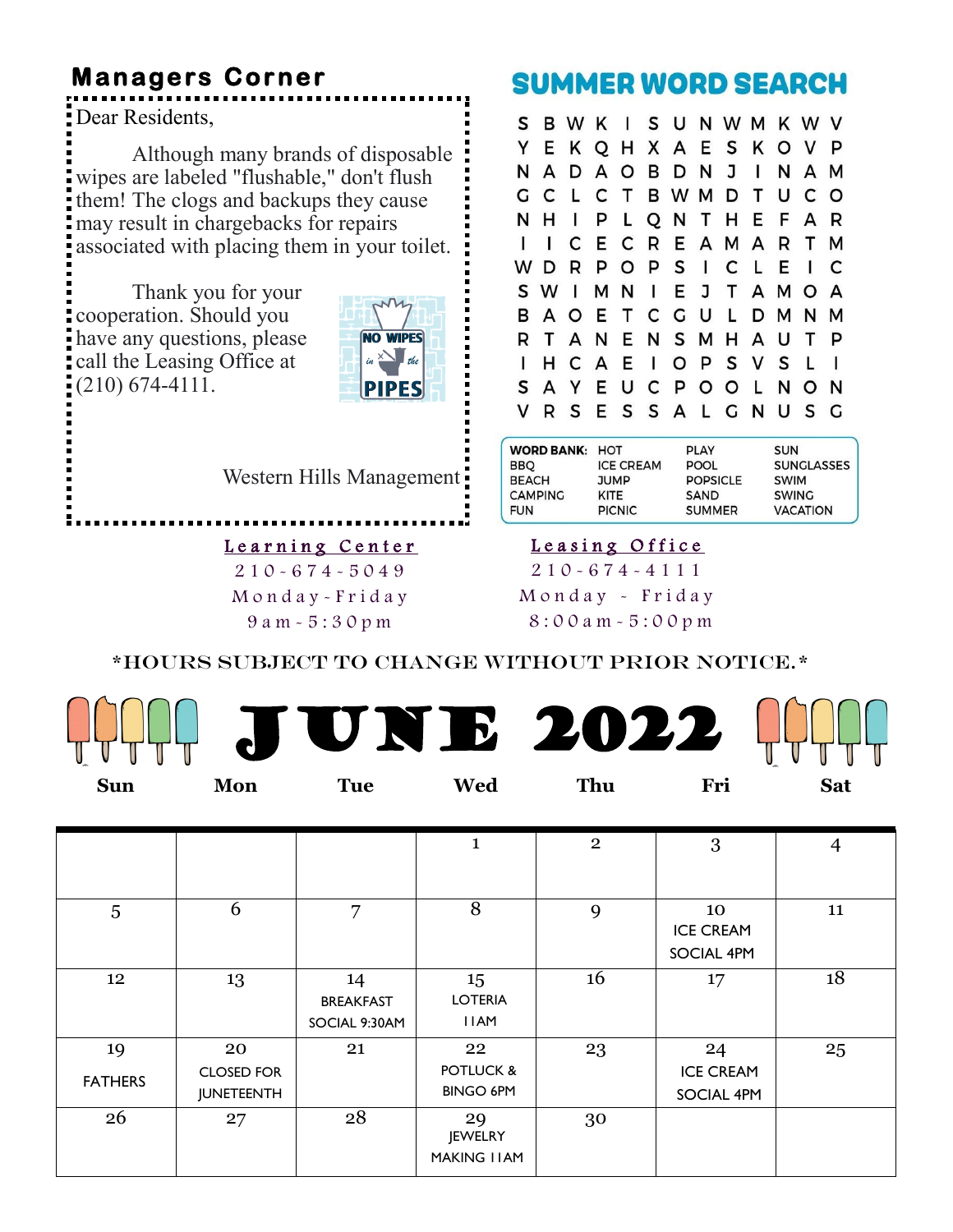## Managers Corner

Dear Residents,

Although many brands of disposable wipes are labeled "flushable," don't flush them! The clogs and backups they cause may result in chargebacks for repairs associated with placing them in your toilet.

Thank you for your cooperation. Should you have any questions, please call the Leasing Office at (210) 674-4111.

NO WIPES in the PIPES

Western Hills Management

## SUMMER WORD SEARCH

```
S B W K I S U N W M K W V
Y E K Q H X A E S K O V P
N A D A O B D N J I N A M
G C L C T B W M D T U C O
N H I P L Q N T H E F A R
I I C E C R E A M A R T M
W D R P O P S I C L E I C
S W I M N I E J T A M O A
B A O E T C G U L D M N M
R T A N E N S M H A U T P
I H C A E I O P S V S L I
S A Y E U C P O O L N O N
V R S E S S A L G N U S G
```

| WORD BANK: | | | |
|---|---|---|---|
| BBQ | HOT | PLAY | SUN |
| BEACH | ICE CREAM | POOL | SUNGLASSES |
| CAMPING | JUMP | POPSICLE | SWIM |
| FUN | KITE | SAND | SWING |
| | PICNIC | SUMMER | VACATION |

**Learning Center**
210-674-5049
Monday-Friday
9am-5:30pm

**Leasing Office**
210-674-4111
Monday - Friday
8:00am-5:00pm

*HOURS SUBJECT TO CHANGE WITHOUT PRIOR NOTICE.*

# JUNE 2022

| Sun | Mon | Tue | Wed | Thu | Fri | Sat |
|---|---|---|---|---|---|---|
| | | | 1 | 2 | 3 | 4 |
| 5 | 6 | 7 | 8 | 9 | 10 ICE CREAM SOCIAL 4PM | 11 |
| 12 | 13 | 14 BREAKFAST SOCIAL 9:30AM | 15 LOTERIA 11AM | 16 | 17 | 18 |
| 19 FATHERS | 20 CLOSED FOR JUNETEENTH | 21 | 22 POTLUCK & BINGO 6PM | 23 | 24 ICE CREAM SOCIAL 4PM | 25 |
| 26 | 27 | 28 | 29 JEWELRY MAKING 11AM | 30 | | |